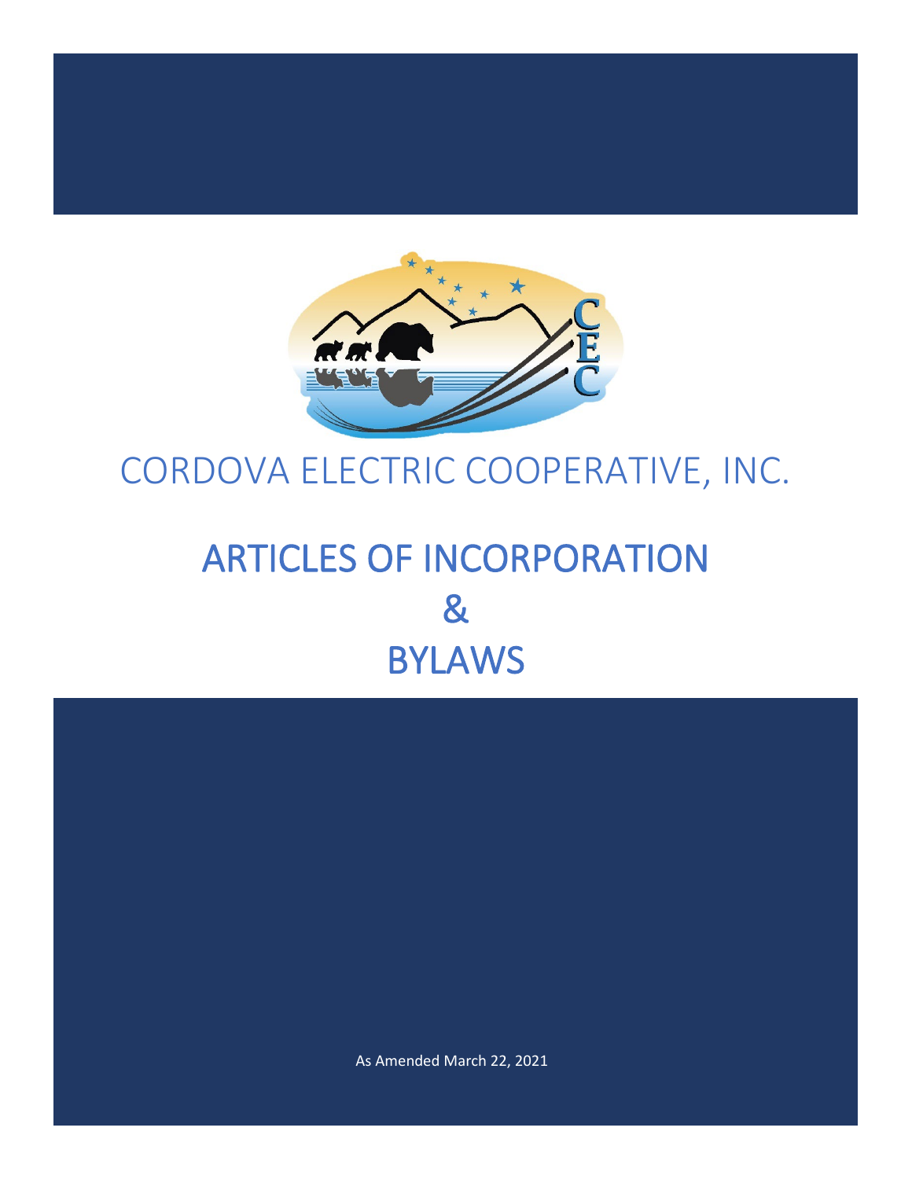# CORDOVA ELECTRIC COOPERATIVE, INC.

# ARTICLES OF INCORPORATION
# &
# BYLAWS

As Amended March 22, 2021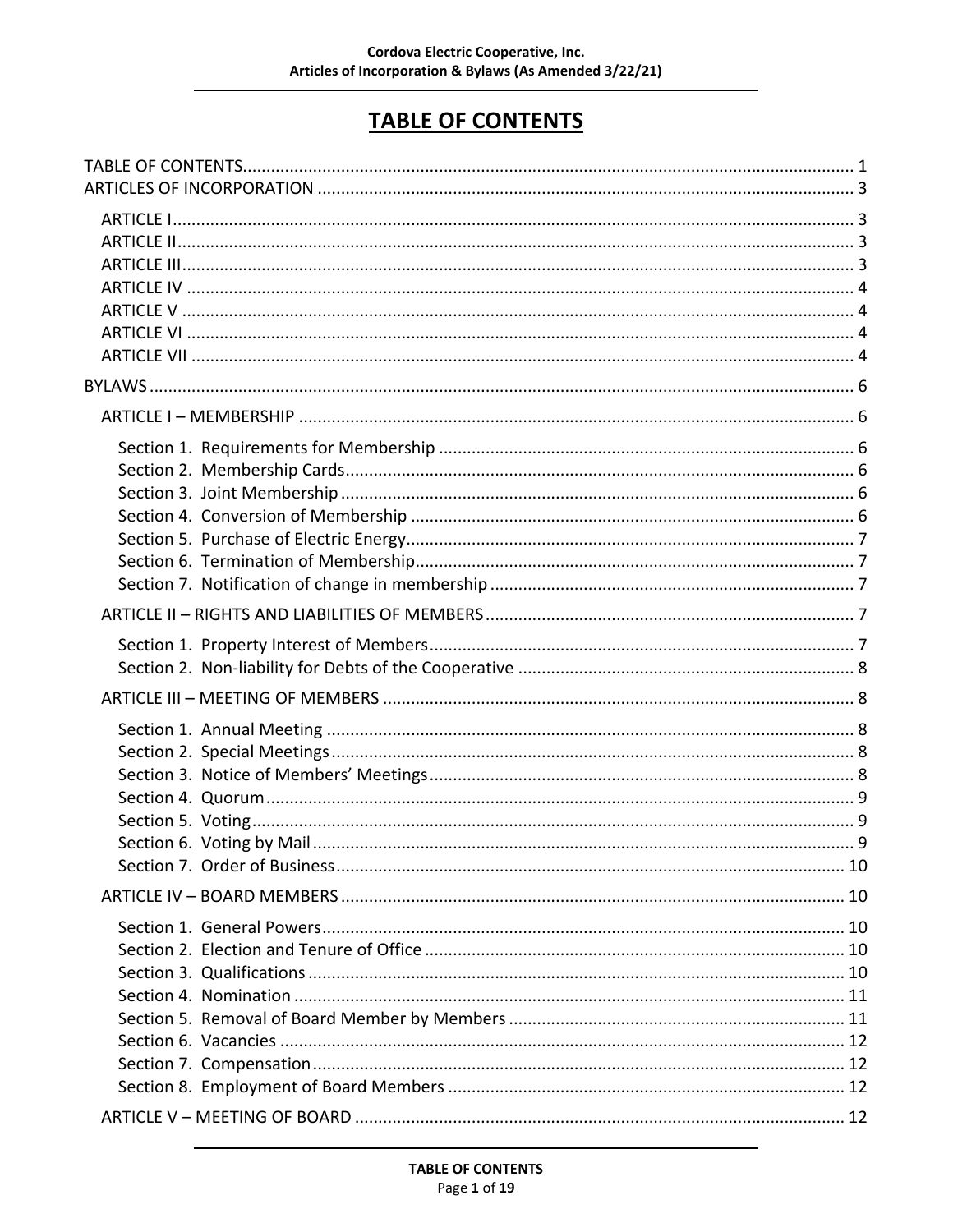# TABLE OF CONTENTS

TABLE OF CONTENTS .......... 1
ARTICLES OF INCORPORATION .......... 3

- ARTICLE I .......... 3
- ARTICLE II .......... 3
- ARTICLE III .......... 3
- ARTICLE IV .......... 4
- ARTICLE V .......... 4
- ARTICLE VI .......... 4
- ARTICLE VII .......... 4

BYLAWS .......... 6

- ARTICLE I – MEMBERSHIP .......... 6
  - Section 1. Requirements for Membership .......... 6
  - Section 2. Membership Cards .......... 6
  - Section 3. Joint Membership .......... 6
  - Section 4. Conversion of Membership .......... 6
  - Section 5. Purchase of Electric Energy .......... 7
  - Section 6. Termination of Membership .......... 7
  - Section 7. Notification of change in membership .......... 7
- ARTICLE II – RIGHTS AND LIABILITIES OF MEMBERS .......... 7
  - Section 1. Property Interest of Members .......... 7
  - Section 2. Non-liability for Debts of the Cooperative .......... 8
- ARTICLE III – MEETING OF MEMBERS .......... 8
  - Section 1. Annual Meeting .......... 8
  - Section 2. Special Meetings .......... 8
  - Section 3. Notice of Members' Meetings .......... 8
  - Section 4. Quorum .......... 9
  - Section 5. Voting .......... 9
  - Section 6. Voting by Mail .......... 9
  - Section 7. Order of Business .......... 10
- ARTICLE IV – BOARD MEMBERS .......... 10
  - Section 1. General Powers .......... 10
  - Section 2. Election and Tenure of Office .......... 10
  - Section 3. Qualifications .......... 10
  - Section 4. Nomination .......... 11
  - Section 5. Removal of Board Member by Members .......... 11
  - Section 6. Vacancies .......... 12
  - Section 7. Compensation .......... 12
  - Section 8. Employment of Board Members .......... 12
- ARTICLE V – MEETING OF BOARD .......... 12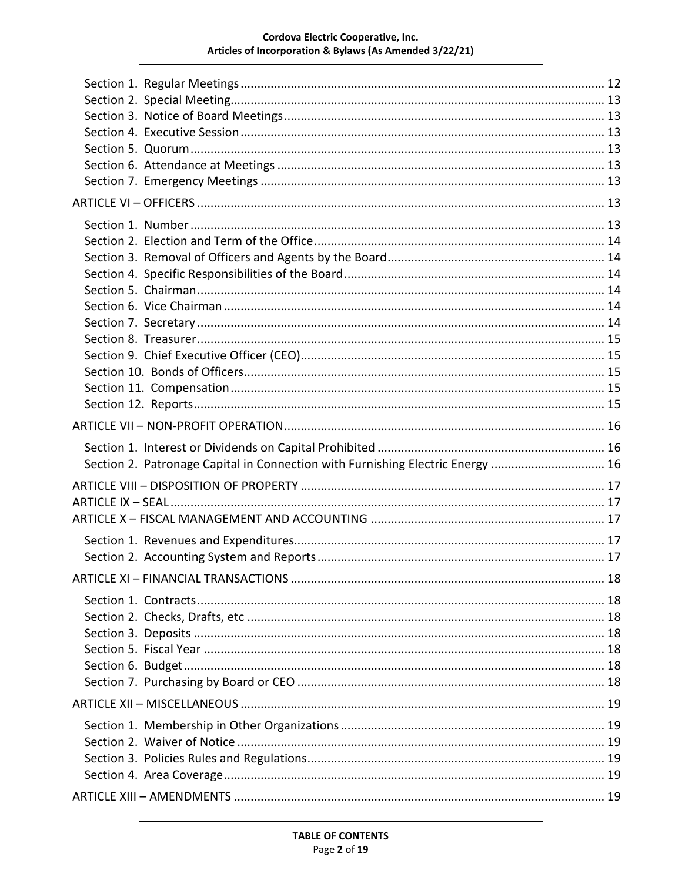- Section 1. Regular Meetings ........ 12
- Section 2. Special Meeting ........ 13
- Section 3. Notice of Board Meetings ........ 13
- Section 4. Executive Session ........ 13
- Section 5. Quorum ........ 13
- Section 6. Attendance at Meetings ........ 13
- Section 7. Emergency Meetings ........ 13

ARTICLE VI – OFFICERS ........ 13

- Section 1. Number ........ 13
- Section 2. Election and Term of the Office ........ 14
- Section 3. Removal of Officers and Agents by the Board ........ 14
- Section 4. Specific Responsibilities of the Board ........ 14
- Section 5. Chairman ........ 14
- Section 6. Vice Chairman ........ 14
- Section 7. Secretary ........ 14
- Section 8. Treasurer ........ 15
- Section 9. Chief Executive Officer (CEO) ........ 15
- Section 10. Bonds of Officers ........ 15
- Section 11. Compensation ........ 15
- Section 12. Reports ........ 15

ARTICLE VII – NON-PROFIT OPERATION ........ 16

- Section 1. Interest or Dividends on Capital Prohibited ........ 16
- Section 2. Patronage Capital in Connection with Furnishing Electric Energy ........ 16

ARTICLE VIII – DISPOSITION OF PROPERTY ........ 17

ARTICLE IX – SEAL ........ 17

ARTICLE X – FISCAL MANAGEMENT AND ACCOUNTING ........ 17

- Section 1. Revenues and Expenditures ........ 17
- Section 2. Accounting System and Reports ........ 17

ARTICLE XI – FINANCIAL TRANSACTIONS ........ 18

- Section 1. Contracts ........ 18
- Section 2. Checks, Drafts, etc ........ 18
- Section 3. Deposits ........ 18
- Section 5. Fiscal Year ........ 18
- Section 6. Budget ........ 18
- Section 7. Purchasing by Board or CEO ........ 18

ARTICLE XII – MISCELLANEOUS ........ 19

- Section 1. Membership in Other Organizations ........ 19
- Section 2. Waiver of Notice ........ 19
- Section 3. Policies Rules and Regulations ........ 19
- Section 4. Area Coverage ........ 19

ARTICLE XIII – AMENDMENTS ........ 19

**TABLE OF CONTENTS**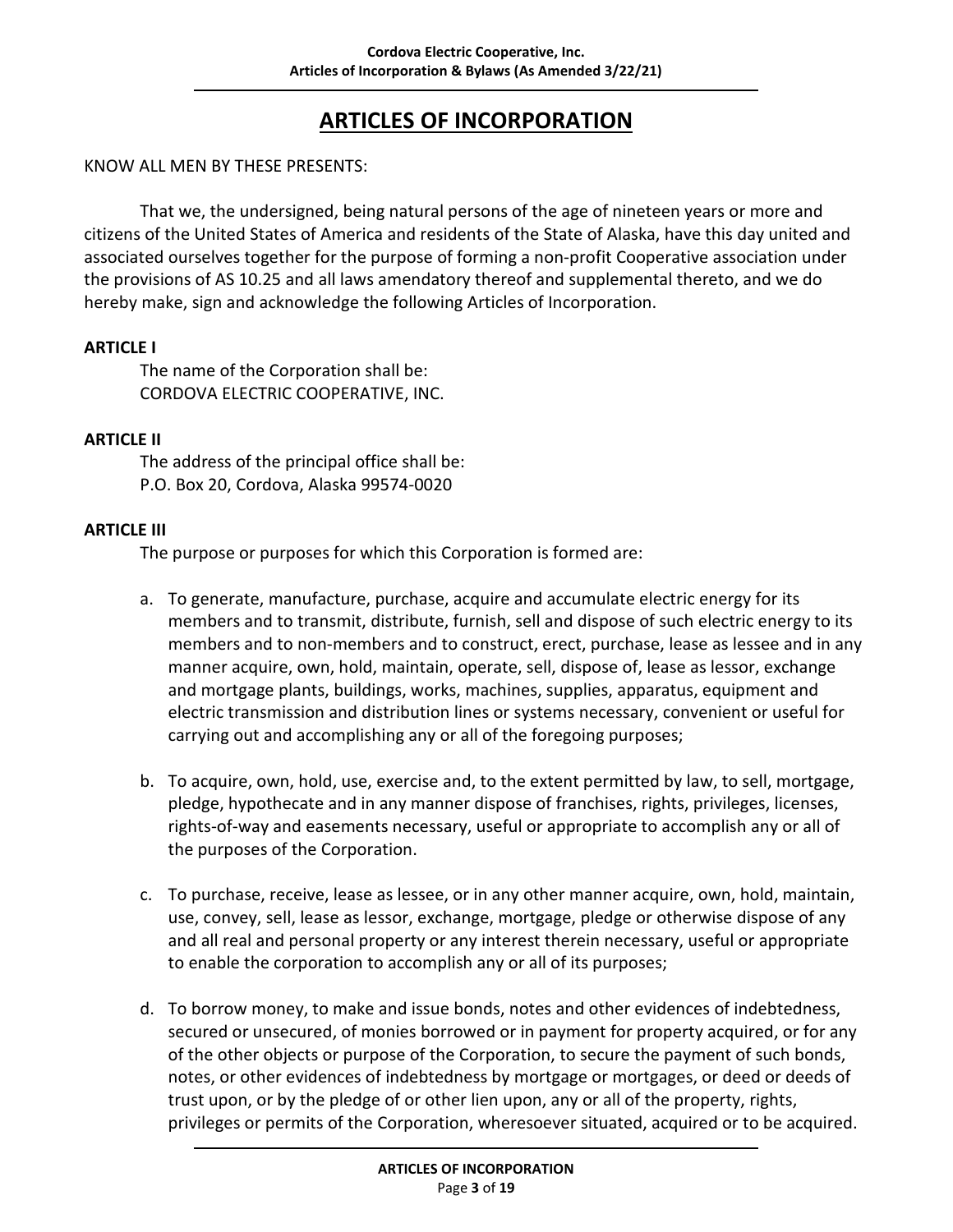# ARTICLES OF INCORPORATION

KNOW ALL MEN BY THESE PRESENTS:

That we, the undersigned, being natural persons of the age of nineteen years or more and citizens of the United States of America and residents of the State of Alaska, have this day united and associated ourselves together for the purpose of forming a non-profit Cooperative association under the provisions of AS 10.25 and all laws amendatory thereof and supplemental thereto, and we do hereby make, sign and acknowledge the following Articles of Incorporation.

**ARTICLE I**

The name of the Corporation shall be:
CORDOVA ELECTRIC COOPERATIVE, INC.

**ARTICLE II**

The address of the principal office shall be:
P.O. Box 20, Cordova, Alaska 99574-0020

**ARTICLE III**

The purpose or purposes for which this Corporation is formed are:

a. To generate, manufacture, purchase, acquire and accumulate electric energy for its members and to transmit, distribute, furnish, sell and dispose of such electric energy to its members and to non-members and to construct, erect, purchase, lease as lessee and in any manner acquire, own, hold, maintain, operate, sell, dispose of, lease as lessor, exchange and mortgage plants, buildings, works, machines, supplies, apparatus, equipment and electric transmission and distribution lines or systems necessary, convenient or useful for carrying out and accomplishing any or all of the foregoing purposes;

b. To acquire, own, hold, use, exercise and, to the extent permitted by law, to sell, mortgage, pledge, hypothecate and in any manner dispose of franchises, rights, privileges, licenses, rights-of-way and easements necessary, useful or appropriate to accomplish any or all of the purposes of the Corporation.

c. To purchase, receive, lease as lessee, or in any other manner acquire, own, hold, maintain, use, convey, sell, lease as lessor, exchange, mortgage, pledge or otherwise dispose of any and all real and personal property or any interest therein necessary, useful or appropriate to enable the corporation to accomplish any or all of its purposes;

d. To borrow money, to make and issue bonds, notes and other evidences of indebtedness, secured or unsecured, of monies borrowed or in payment for property acquired, or for any of the other objects or purpose of the Corporation, to secure the payment of such bonds, notes, or other evidences of indebtedness by mortgage or mortgages, or deed or deeds of trust upon, or by the pledge of or other lien upon, any or all of the property, rights, privileges or permits of the Corporation, wheresoever situated, acquired or to be acquired.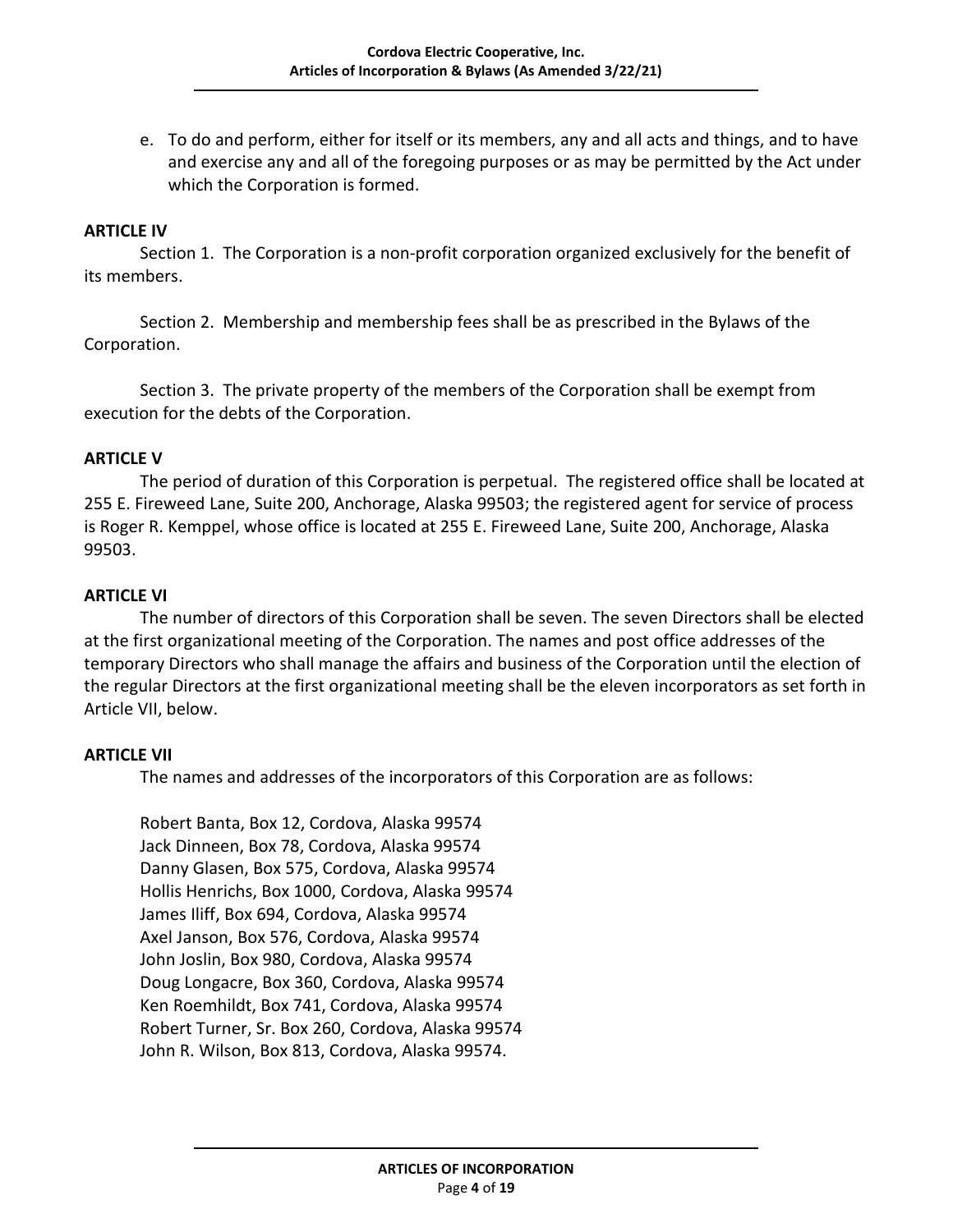e. To do and perform, either for itself or its members, any and all acts and things, and to have and exercise any and all of the foregoing purposes or as may be permitted by the Act under which the Corporation is formed.

**ARTICLE IV**

Section 1. The Corporation is a non-profit corporation organized exclusively for the benefit of its members.

Section 2. Membership and membership fees shall be as prescribed in the Bylaws of the Corporation.

Section 3. The private property of the members of the Corporation shall be exempt from execution for the debts of the Corporation.

**ARTICLE V**

The period of duration of this Corporation is perpetual. The registered office shall be located at 255 E. Fireweed Lane, Suite 200, Anchorage, Alaska 99503; the registered agent for service of process is Roger R. Kemppel, whose office is located at 255 E. Fireweed Lane, Suite 200, Anchorage, Alaska 99503.

**ARTICLE VI**

The number of directors of this Corporation shall be seven. The seven Directors shall be elected at the first organizational meeting of the Corporation. The names and post office addresses of the temporary Directors who shall manage the affairs and business of the Corporation until the election of the regular Directors at the first organizational meeting shall be the eleven incorporators as set forth in Article VII, below.

**ARTICLE VII**

The names and addresses of the incorporators of this Corporation are as follows:

Robert Banta, Box 12, Cordova, Alaska 99574
Jack Dinneen, Box 78, Cordova, Alaska 99574
Danny Glasen, Box 575, Cordova, Alaska 99574
Hollis Henrichs, Box 1000, Cordova, Alaska 99574
James Iliff, Box 694, Cordova, Alaska 99574
Axel Janson, Box 576, Cordova, Alaska 99574
John Joslin, Box 980, Cordova, Alaska 99574
Doug Longacre, Box 360, Cordova, Alaska 99574
Ken Roemhildt, Box 741, Cordova, Alaska 99574
Robert Turner, Sr. Box 260, Cordova, Alaska 99574
John R. Wilson, Box 813, Cordova, Alaska 99574.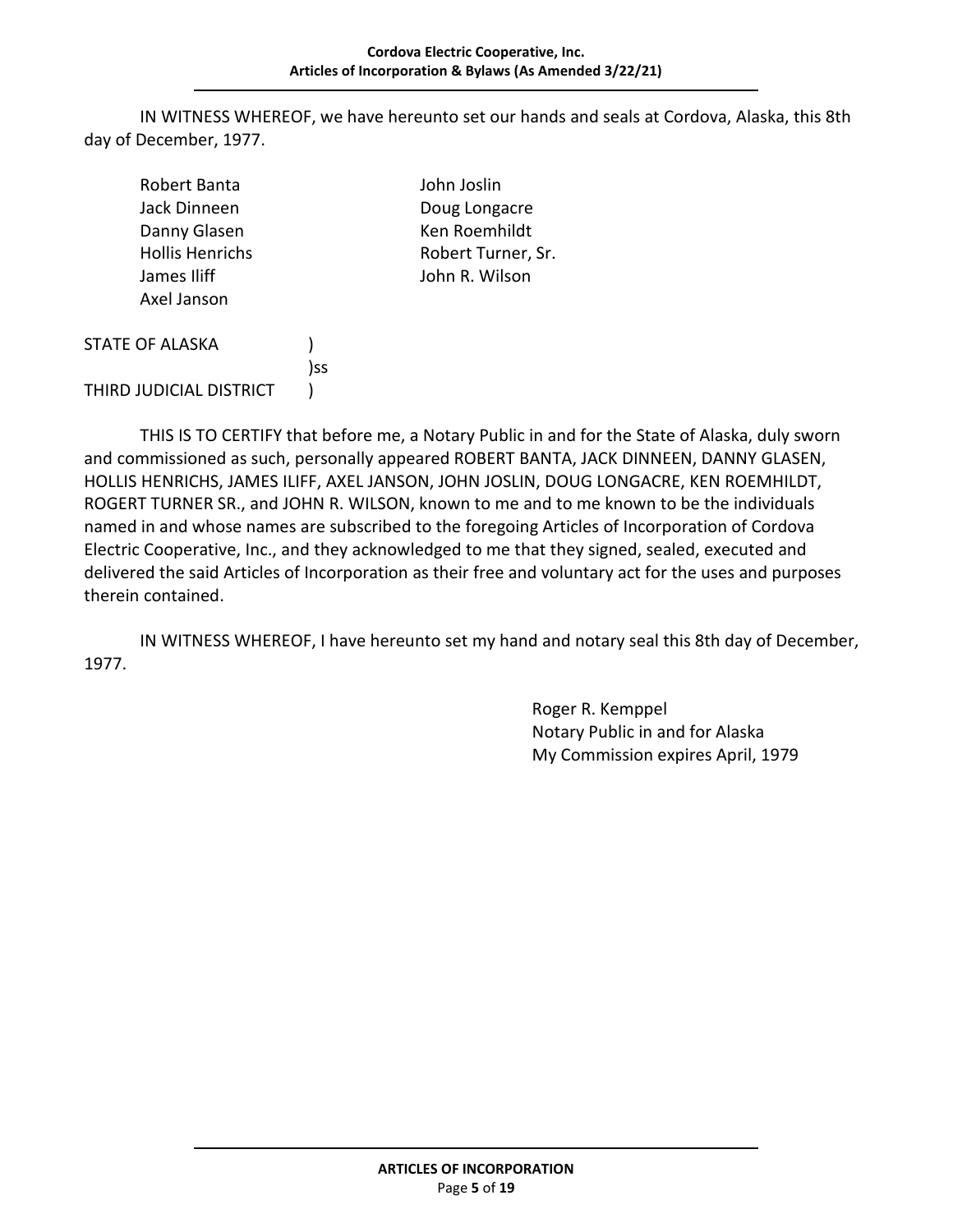IN WITNESS WHEREOF, we have hereunto set our hands and seals at Cordova, Alaska, this 8th day of December, 1977.

Robert Banta
Jack Dinneen
Danny Glasen
Hollis Henrichs
James Iliff
Axel Janson
John Joslin
Doug Longacre
Ken Roemhildt
Robert Turner, Sr.
John R. Wilson

STATE OF ALASKA )
)ss
THIRD JUDICIAL DISTRICT )

THIS IS TO CERTIFY that before me, a Notary Public in and for the State of Alaska, duly sworn and commissioned as such, personally appeared ROBERT BANTA, JACK DINNEEN, DANNY GLASEN, HOLLIS HENRICHS, JAMES ILIFF, AXEL JANSON, JOHN JOSLIN, DOUG LONGACRE, KEN ROEMHILDT, ROGERT TURNER SR., and JOHN R. WILSON, known to me and to me known to be the individuals named in and whose names are subscribed to the foregoing Articles of Incorporation of Cordova Electric Cooperative, Inc., and they acknowledged to me that they signed, sealed, executed and delivered the said Articles of Incorporation as their free and voluntary act for the uses and purposes therein contained.

IN WITNESS WHEREOF, I have hereunto set my hand and notary seal this 8th day of December, 1977.

Roger R. Kemppel
Notary Public in and for Alaska
My Commission expires April, 1979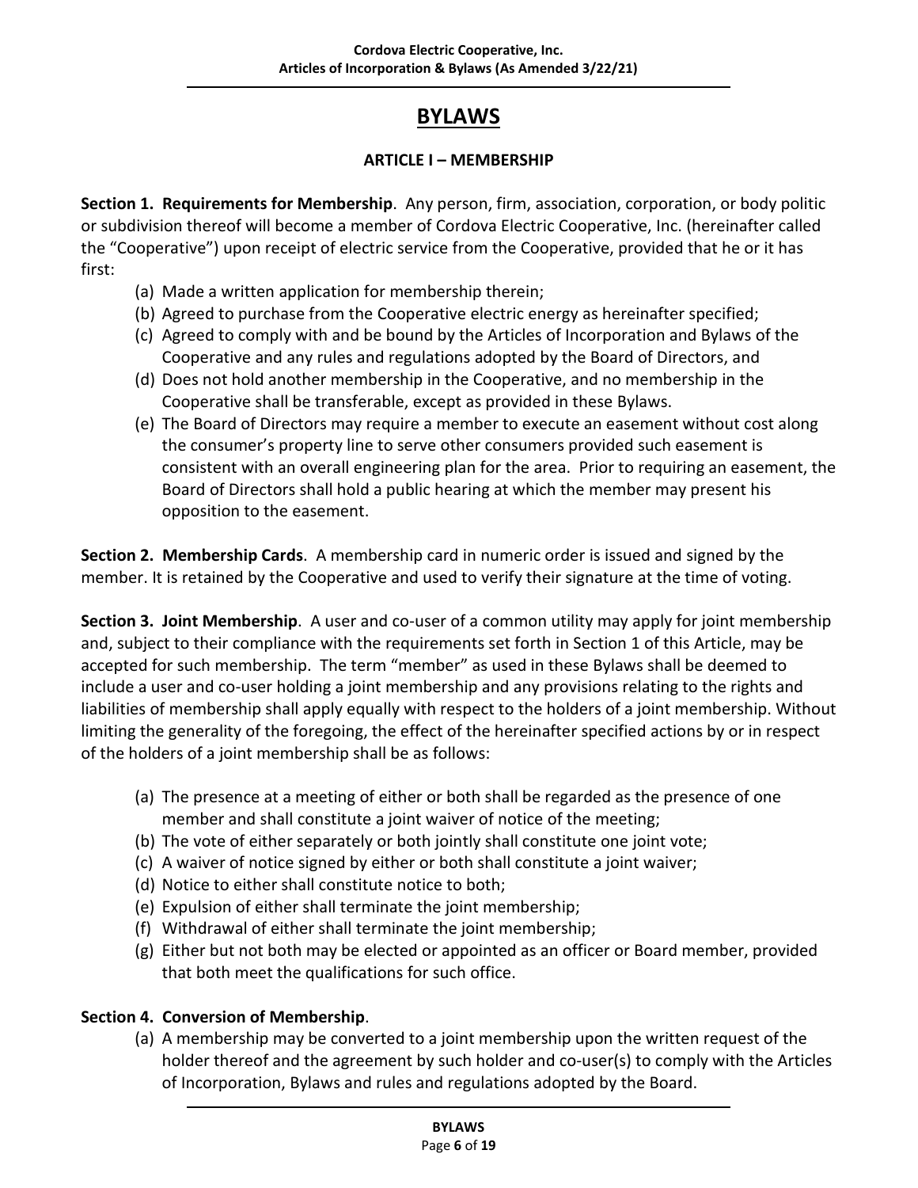# BYLAWS

## ARTICLE I – MEMBERSHIP

**Section 1. Requirements for Membership**. Any person, firm, association, corporation, or body politic or subdivision thereof will become a member of Cordova Electric Cooperative, Inc. (hereinafter called the "Cooperative") upon receipt of electric service from the Cooperative, provided that he or it has first:

(a) Made a written application for membership therein;
(b) Agreed to purchase from the Cooperative electric energy as hereinafter specified;
(c) Agreed to comply with and be bound by the Articles of Incorporation and Bylaws of the Cooperative and any rules and regulations adopted by the Board of Directors, and
(d) Does not hold another membership in the Cooperative, and no membership in the Cooperative shall be transferable, except as provided in these Bylaws.
(e) The Board of Directors may require a member to execute an easement without cost along the consumer's property line to serve other consumers provided such easement is consistent with an overall engineering plan for the area. Prior to requiring an easement, the Board of Directors shall hold a public hearing at which the member may present his opposition to the easement.

**Section 2. Membership Cards**. A membership card in numeric order is issued and signed by the member. It is retained by the Cooperative and used to verify their signature at the time of voting.

**Section 3. Joint Membership**. A user and co-user of a common utility may apply for joint membership and, subject to their compliance with the requirements set forth in Section 1 of this Article, may be accepted for such membership. The term "member" as used in these Bylaws shall be deemed to include a user and co-user holding a joint membership and any provisions relating to the rights and liabilities of membership shall apply equally with respect to the holders of a joint membership. Without limiting the generality of the foregoing, the effect of the hereinafter specified actions by or in respect of the holders of a joint membership shall be as follows:

(a) The presence at a meeting of either or both shall be regarded as the presence of one member and shall constitute a joint waiver of notice of the meeting;
(b) The vote of either separately or both jointly shall constitute one joint vote;
(c) A waiver of notice signed by either or both shall constitute a joint waiver;
(d) Notice to either shall constitute notice to both;
(e) Expulsion of either shall terminate the joint membership;
(f) Withdrawal of either shall terminate the joint membership;
(g) Either but not both may be elected or appointed as an officer or Board member, provided that both meet the qualifications for such office.

**Section 4. Conversion of Membership**.

(a) A membership may be converted to a joint membership upon the written request of the holder thereof and the agreement by such holder and co-user(s) to comply with the Articles of Incorporation, Bylaws and rules and regulations adopted by the Board.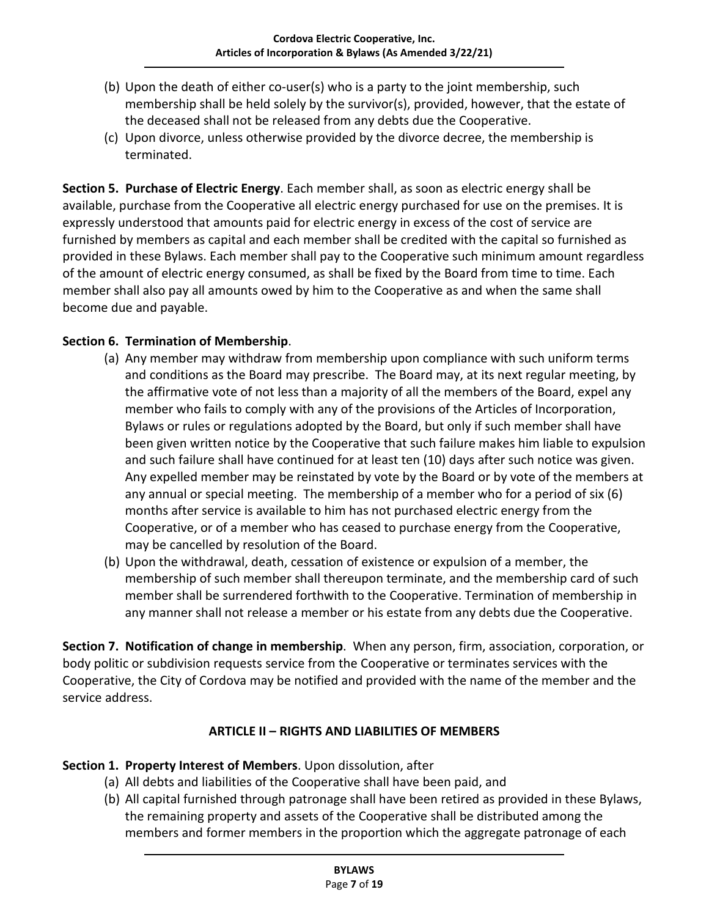(b) Upon the death of either co-user(s) who is a party to the joint membership, such membership shall be held solely by the survivor(s), provided, however, that the estate of the deceased shall not be released from any debts due the Cooperative.

(c) Upon divorce, unless otherwise provided by the divorce decree, the membership is terminated.

**Section 5. Purchase of Electric Energy**. Each member shall, as soon as electric energy shall be available, purchase from the Cooperative all electric energy purchased for use on the premises. It is expressly understood that amounts paid for electric energy in excess of the cost of service are furnished by members as capital and each member shall be credited with the capital so furnished as provided in these Bylaws. Each member shall pay to the Cooperative such minimum amount regardless of the amount of electric energy consumed, as shall be fixed by the Board from time to time. Each member shall also pay all amounts owed by him to the Cooperative as and when the same shall become due and payable.

**Section 6. Termination of Membership**.

(a) Any member may withdraw from membership upon compliance with such uniform terms and conditions as the Board may prescribe. The Board may, at its next regular meeting, by the affirmative vote of not less than a majority of all the members of the Board, expel any member who fails to comply with any of the provisions of the Articles of Incorporation, Bylaws or rules or regulations adopted by the Board, but only if such member shall have been given written notice by the Cooperative that such failure makes him liable to expulsion and such failure shall have continued for at least ten (10) days after such notice was given. Any expelled member may be reinstated by vote by the Board or by vote of the members at any annual or special meeting. The membership of a member who for a period of six (6) months after service is available to him has not purchased electric energy from the Cooperative, or of a member who has ceased to purchase energy from the Cooperative, may be cancelled by resolution of the Board.

(b) Upon the withdrawal, death, cessation of existence or expulsion of a member, the membership of such member shall thereupon terminate, and the membership card of such member shall be surrendered forthwith to the Cooperative. Termination of membership in any manner shall not release a member or his estate from any debts due the Cooperative.

**Section 7. Notification of change in membership**. When any person, firm, association, corporation, or body politic or subdivision requests service from the Cooperative or terminates services with the Cooperative, the City of Cordova may be notified and provided with the name of the member and the service address.

## ARTICLE II – RIGHTS AND LIABILITIES OF MEMBERS

**Section 1. Property Interest of Members**. Upon dissolution, after

(a) All debts and liabilities of the Cooperative shall have been paid, and

(b) All capital furnished through patronage shall have been retired as provided in these Bylaws, the remaining property and assets of the Cooperative shall be distributed among the members and former members in the proportion which the aggregate patronage of each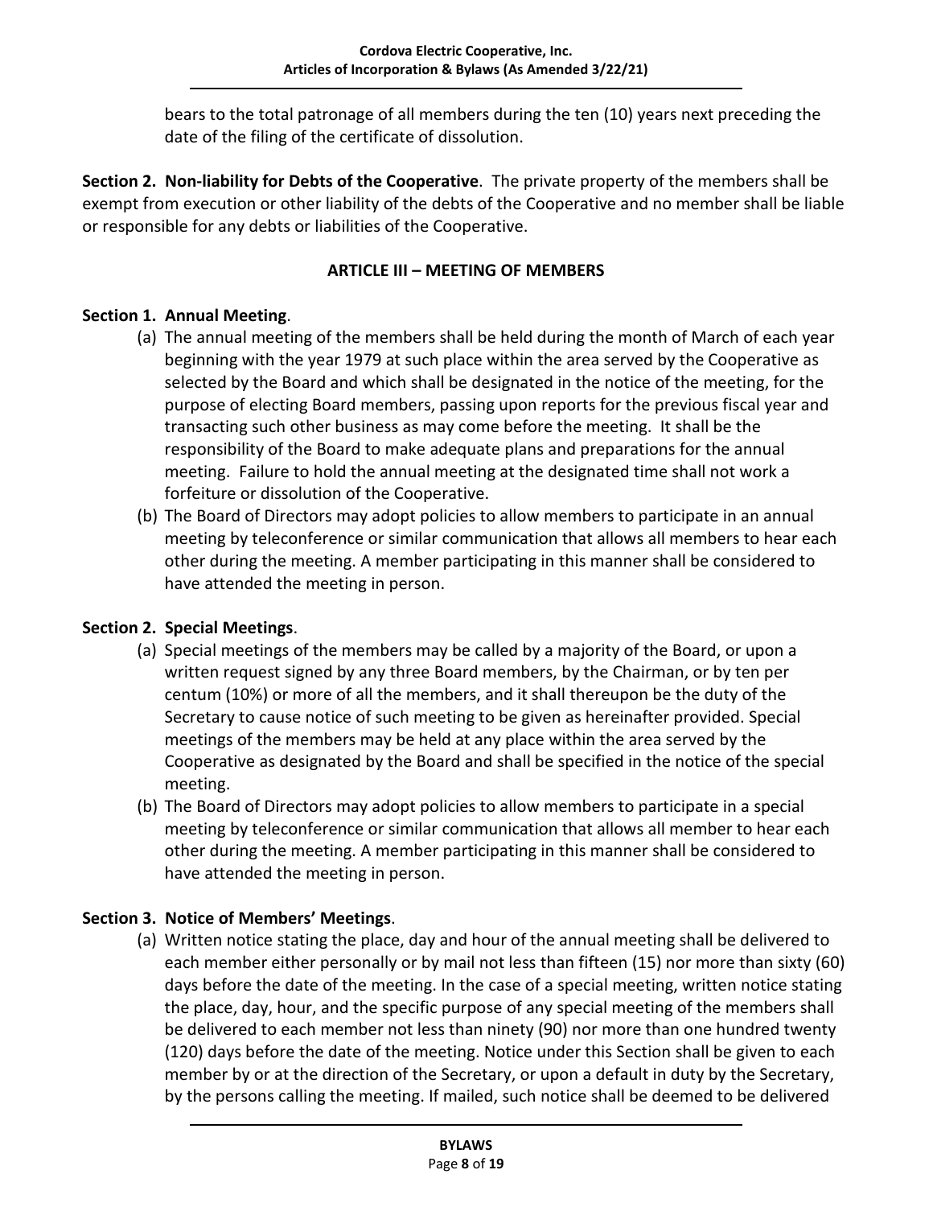bears to the total patronage of all members during the ten (10) years next preceding the date of the filing of the certificate of dissolution.

**Section 2. Non-liability for Debts of the Cooperative**. The private property of the members shall be exempt from execution or other liability of the debts of the Cooperative and no member shall be liable or responsible for any debts or liabilities of the Cooperative.

## ARTICLE III – MEETING OF MEMBERS

**Section 1. Annual Meeting**.

(a) The annual meeting of the members shall be held during the month of March of each year beginning with the year 1979 at such place within the area served by the Cooperative as selected by the Board and which shall be designated in the notice of the meeting, for the purpose of electing Board members, passing upon reports for the previous fiscal year and transacting such other business as may come before the meeting. It shall be the responsibility of the Board to make adequate plans and preparations for the annual meeting. Failure to hold the annual meeting at the designated time shall not work a forfeiture or dissolution of the Cooperative.

(b) The Board of Directors may adopt policies to allow members to participate in an annual meeting by teleconference or similar communication that allows all members to hear each other during the meeting. A member participating in this manner shall be considered to have attended the meeting in person.

**Section 2. Special Meetings**.

(a) Special meetings of the members may be called by a majority of the Board, or upon a written request signed by any three Board members, by the Chairman, or by ten per centum (10%) or more of all the members, and it shall thereupon be the duty of the Secretary to cause notice of such meeting to be given as hereinafter provided. Special meetings of the members may be held at any place within the area served by the Cooperative as designated by the Board and shall be specified in the notice of the special meeting.

(b) The Board of Directors may adopt policies to allow members to participate in a special meeting by teleconference or similar communication that allows all member to hear each other during the meeting. A member participating in this manner shall be considered to have attended the meeting in person.

**Section 3. Notice of Members' Meetings**.

(a) Written notice stating the place, day and hour of the annual meeting shall be delivered to each member either personally or by mail not less than fifteen (15) nor more than sixty (60) days before the date of the meeting. In the case of a special meeting, written notice stating the place, day, hour, and the specific purpose of any special meeting of the members shall be delivered to each member not less than ninety (90) nor more than one hundred twenty (120) days before the date of the meeting. Notice under this Section shall be given to each member by or at the direction of the Secretary, or upon a default in duty by the Secretary, by the persons calling the meeting. If mailed, such notice shall be deemed to be delivered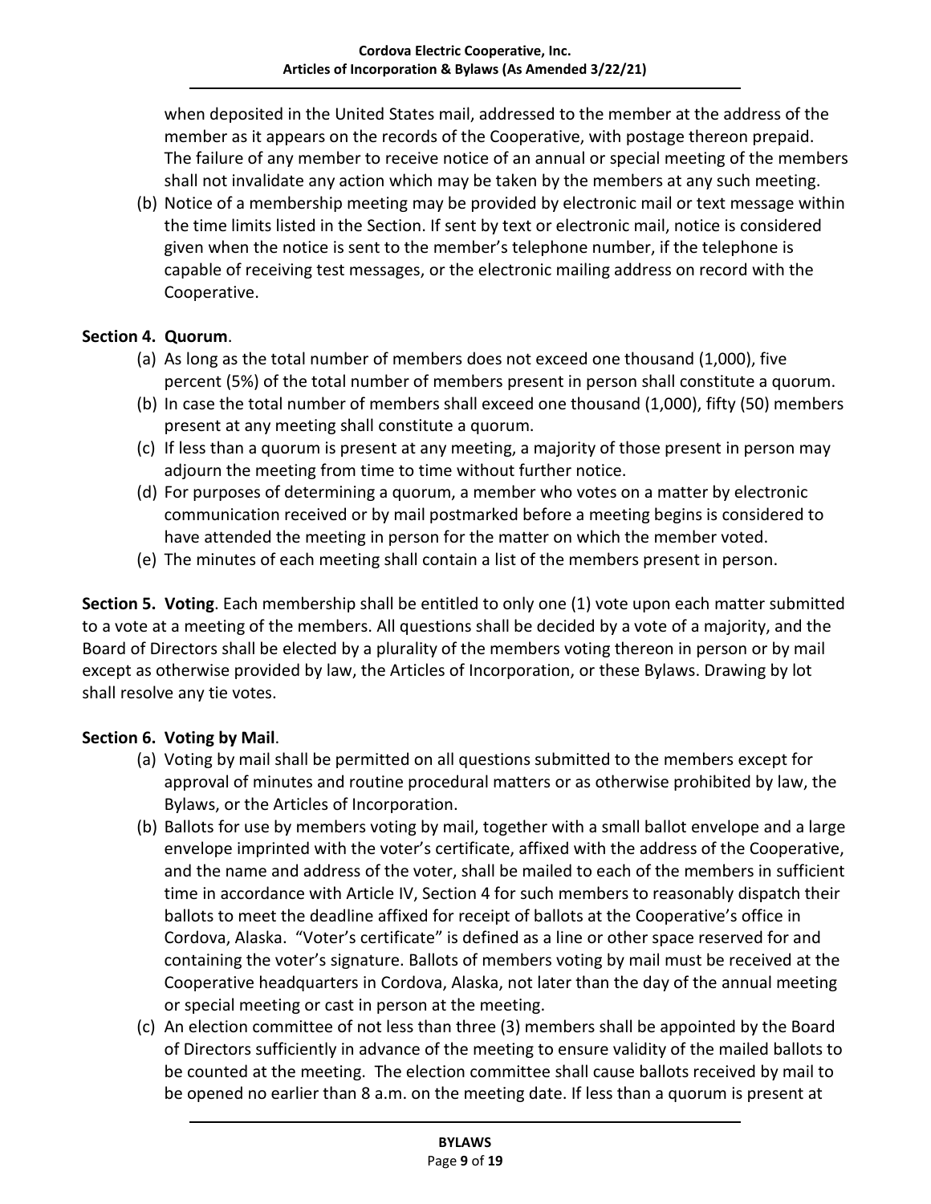when deposited in the United States mail, addressed to the member at the address of the member as it appears on the records of the Cooperative, with postage thereon prepaid. The failure of any member to receive notice of an annual or special meeting of the members shall not invalidate any action which may be taken by the members at any such meeting.

(b) Notice of a membership meeting may be provided by electronic mail or text message within the time limits listed in the Section. If sent by text or electronic mail, notice is considered given when the notice is sent to the member's telephone number, if the telephone is capable of receiving test messages, or the electronic mailing address on record with the Cooperative.

**Section 4. Quorum**.

(a) As long as the total number of members does not exceed one thousand (1,000), five percent (5%) of the total number of members present in person shall constitute a quorum.

(b) In case the total number of members shall exceed one thousand (1,000), fifty (50) members present at any meeting shall constitute a quorum.

(c) If less than a quorum is present at any meeting, a majority of those present in person may adjourn the meeting from time to time without further notice.

(d) For purposes of determining a quorum, a member who votes on a matter by electronic communication received or by mail postmarked before a meeting begins is considered to have attended the meeting in person for the matter on which the member voted.

(e) The minutes of each meeting shall contain a list of the members present in person.

**Section 5. Voting**. Each membership shall be entitled to only one (1) vote upon each matter submitted to a vote at a meeting of the members. All questions shall be decided by a vote of a majority, and the Board of Directors shall be elected by a plurality of the members voting thereon in person or by mail except as otherwise provided by law, the Articles of Incorporation, or these Bylaws. Drawing by lot shall resolve any tie votes.

**Section 6. Voting by Mail**.

(a) Voting by mail shall be permitted on all questions submitted to the members except for approval of minutes and routine procedural matters or as otherwise prohibited by law, the Bylaws, or the Articles of Incorporation.

(b) Ballots for use by members voting by mail, together with a small ballot envelope and a large envelope imprinted with the voter's certificate, affixed with the address of the Cooperative, and the name and address of the voter, shall be mailed to each of the members in sufficient time in accordance with Article IV, Section 4 for such members to reasonably dispatch their ballots to meet the deadline affixed for receipt of ballots at the Cooperative's office in Cordova, Alaska. "Voter's certificate" is defined as a line or other space reserved for and containing the voter's signature. Ballots of members voting by mail must be received at the Cooperative headquarters in Cordova, Alaska, not later than the day of the annual meeting or special meeting or cast in person at the meeting.

(c) An election committee of not less than three (3) members shall be appointed by the Board of Directors sufficiently in advance of the meeting to ensure validity of the mailed ballots to be counted at the meeting. The election committee shall cause ballots received by mail to be opened no earlier than 8 a.m. on the meeting date. If less than a quorum is present at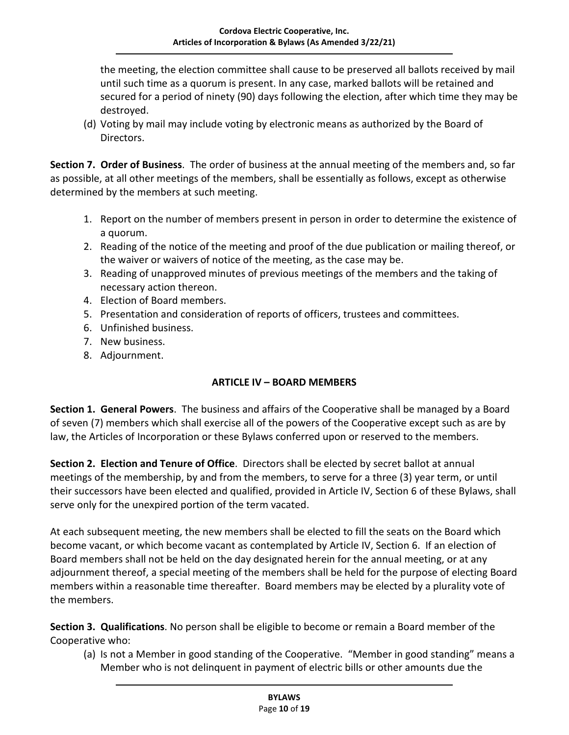the meeting, the election committee shall cause to be preserved all ballots received by mail until such time as a quorum is present. In any case, marked ballots will be retained and secured for a period of ninety (90) days following the election, after which time they may be destroyed.

(d) Voting by mail may include voting by electronic means as authorized by the Board of Directors.

**Section 7. Order of Business**. The order of business at the annual meeting of the members and, so far as possible, at all other meetings of the members, shall be essentially as follows, except as otherwise determined by the members at such meeting.

1. Report on the number of members present in person in order to determine the existence of a quorum.
2. Reading of the notice of the meeting and proof of the due publication or mailing thereof, or the waiver or waivers of notice of the meeting, as the case may be.
3. Reading of unapproved minutes of previous meetings of the members and the taking of necessary action thereon.
4. Election of Board members.
5. Presentation and consideration of reports of officers, trustees and committees.
6. Unfinished business.
7. New business.
8. Adjournment.

## ARTICLE IV – BOARD MEMBERS

**Section 1. General Powers**. The business and affairs of the Cooperative shall be managed by a Board of seven (7) members which shall exercise all of the powers of the Cooperative except such as are by law, the Articles of Incorporation or these Bylaws conferred upon or reserved to the members.

**Section 2. Election and Tenure of Office**. Directors shall be elected by secret ballot at annual meetings of the membership, by and from the members, to serve for a three (3) year term, or until their successors have been elected and qualified, provided in Article IV, Section 6 of these Bylaws, shall serve only for the unexpired portion of the term vacated.

At each subsequent meeting, the new members shall be elected to fill the seats on the Board which become vacant, or which become vacant as contemplated by Article IV, Section 6. If an election of Board members shall not be held on the day designated herein for the annual meeting, or at any adjournment thereof, a special meeting of the members shall be held for the purpose of electing Board members within a reasonable time thereafter. Board members may be elected by a plurality vote of the members.

**Section 3. Qualifications**. No person shall be eligible to become or remain a Board member of the Cooperative who:

(a) Is not a Member in good standing of the Cooperative. "Member in good standing" means a Member who is not delinquent in payment of electric bills or other amounts due the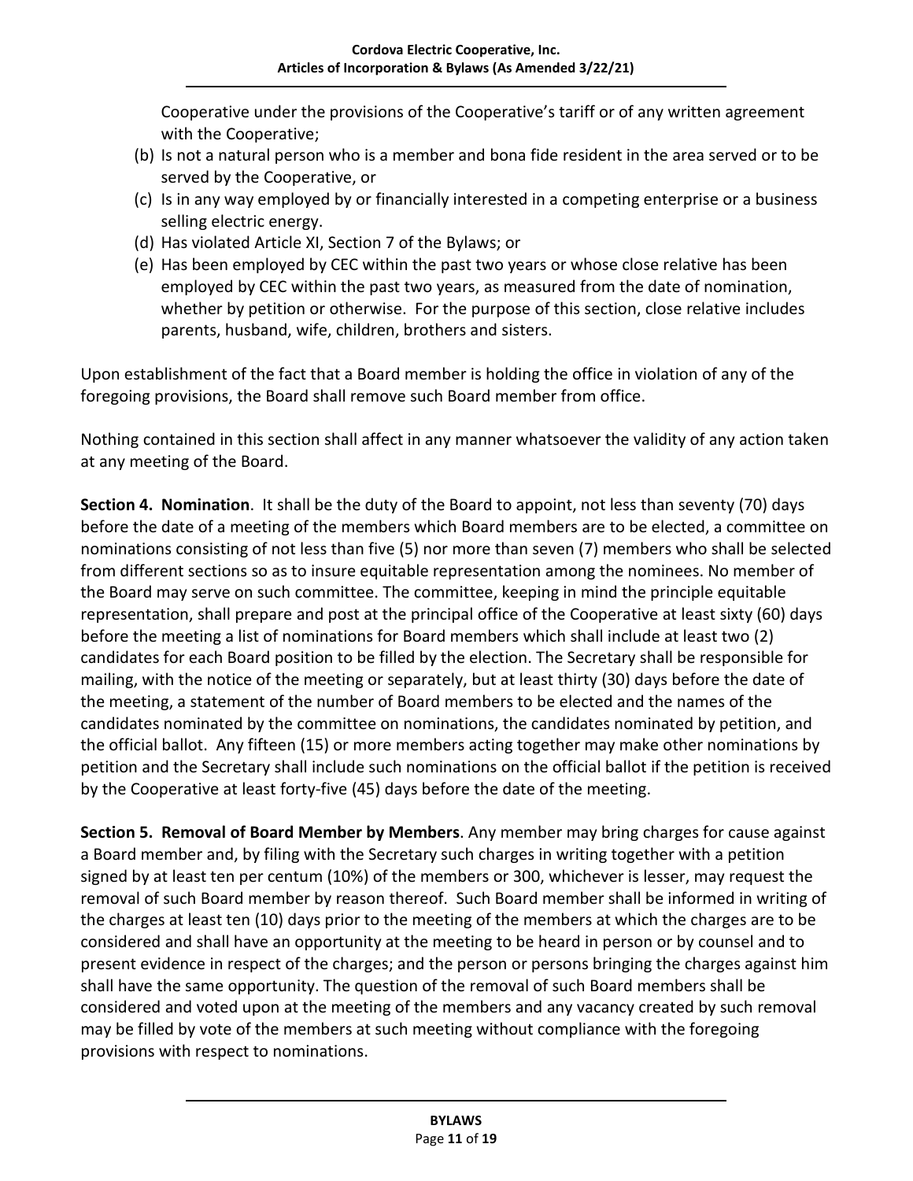Cooperative under the provisions of the Cooperative's tariff or of any written agreement with the Cooperative;

(b) Is not a natural person who is a member and bona fide resident in the area served or to be served by the Cooperative, or

(c) Is in any way employed by or financially interested in a competing enterprise or a business selling electric energy.

(d) Has violated Article XI, Section 7 of the Bylaws; or

(e) Has been employed by CEC within the past two years or whose close relative has been employed by CEC within the past two years, as measured from the date of nomination, whether by petition or otherwise. For the purpose of this section, close relative includes parents, husband, wife, children, brothers and sisters.

Upon establishment of the fact that a Board member is holding the office in violation of any of the foregoing provisions, the Board shall remove such Board member from office.

Nothing contained in this section shall affect in any manner whatsoever the validity of any action taken at any meeting of the Board.

**Section 4. Nomination**. It shall be the duty of the Board to appoint, not less than seventy (70) days before the date of a meeting of the members which Board members are to be elected, a committee on nominations consisting of not less than five (5) nor more than seven (7) members who shall be selected from different sections so as to insure equitable representation among the nominees. No member of the Board may serve on such committee. The committee, keeping in mind the principle equitable representation, shall prepare and post at the principal office of the Cooperative at least sixty (60) days before the meeting a list of nominations for Board members which shall include at least two (2) candidates for each Board position to be filled by the election. The Secretary shall be responsible for mailing, with the notice of the meeting or separately, but at least thirty (30) days before the date of the meeting, a statement of the number of Board members to be elected and the names of the candidates nominated by the committee on nominations, the candidates nominated by petition, and the official ballot. Any fifteen (15) or more members acting together may make other nominations by petition and the Secretary shall include such nominations on the official ballot if the petition is received by the Cooperative at least forty-five (45) days before the date of the meeting.

**Section 5. Removal of Board Member by Members**. Any member may bring charges for cause against a Board member and, by filing with the Secretary such charges in writing together with a petition signed by at least ten per centum (10%) of the members or 300, whichever is lesser, may request the removal of such Board member by reason thereof. Such Board member shall be informed in writing of the charges at least ten (10) days prior to the meeting of the members at which the charges are to be considered and shall have an opportunity at the meeting to be heard in person or by counsel and to present evidence in respect of the charges; and the person or persons bringing the charges against him shall have the same opportunity. The question of the removal of such Board members shall be considered and voted upon at the meeting of the members and any vacancy created by such removal may be filled by vote of the members at such meeting without compliance with the foregoing provisions with respect to nominations.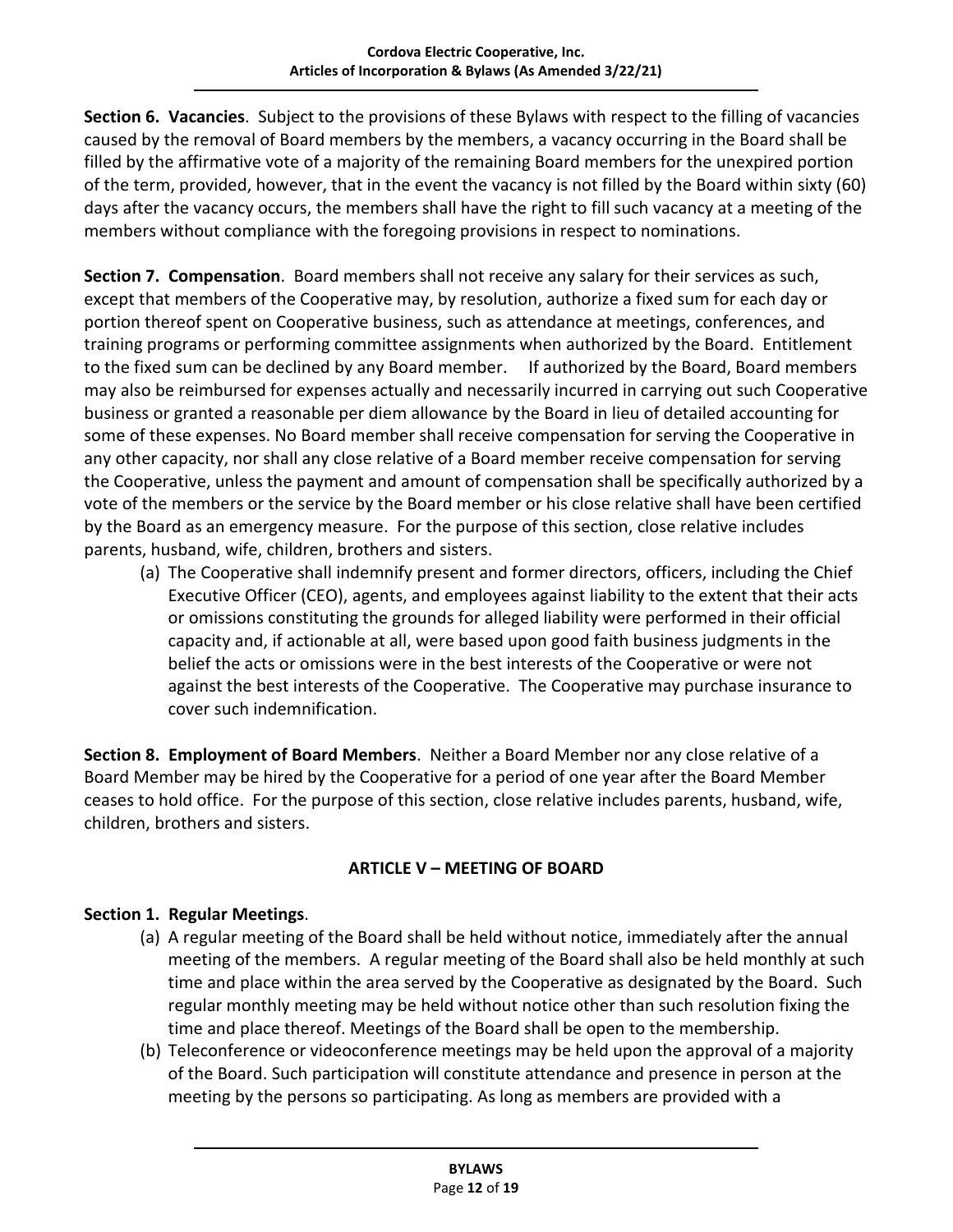**Section 6. Vacancies**. Subject to the provisions of these Bylaws with respect to the filling of vacancies caused by the removal of Board members by the members, a vacancy occurring in the Board shall be filled by the affirmative vote of a majority of the remaining Board members for the unexpired portion of the term, provided, however, that in the event the vacancy is not filled by the Board within sixty (60) days after the vacancy occurs, the members shall have the right to fill such vacancy at a meeting of the members without compliance with the foregoing provisions in respect to nominations.

**Section 7. Compensation**. Board members shall not receive any salary for their services as such, except that members of the Cooperative may, by resolution, authorize a fixed sum for each day or portion thereof spent on Cooperative business, such as attendance at meetings, conferences, and training programs or performing committee assignments when authorized by the Board. Entitlement to the fixed sum can be declined by any Board member. If authorized by the Board, Board members may also be reimbursed for expenses actually and necessarily incurred in carrying out such Cooperative business or granted a reasonable per diem allowance by the Board in lieu of detailed accounting for some of these expenses. No Board member shall receive compensation for serving the Cooperative in any other capacity, nor shall any close relative of a Board member receive compensation for serving the Cooperative, unless the payment and amount of compensation shall be specifically authorized by a vote of the members or the service by the Board member or his close relative shall have been certified by the Board as an emergency measure. For the purpose of this section, close relative includes parents, husband, wife, children, brothers and sisters.

(a) The Cooperative shall indemnify present and former directors, officers, including the Chief Executive Officer (CEO), agents, and employees against liability to the extent that their acts or omissions constituting the grounds for alleged liability were performed in their official capacity and, if actionable at all, were based upon good faith business judgments in the belief the acts or omissions were in the best interests of the Cooperative or were not against the best interests of the Cooperative. The Cooperative may purchase insurance to cover such indemnification.

**Section 8. Employment of Board Members**. Neither a Board Member nor any close relative of a Board Member may be hired by the Cooperative for a period of one year after the Board Member ceases to hold office. For the purpose of this section, close relative includes parents, husband, wife, children, brothers and sisters.

## ARTICLE V – MEETING OF BOARD

**Section 1. Regular Meetings**.

(a) A regular meeting of the Board shall be held without notice, immediately after the annual meeting of the members. A regular meeting of the Board shall also be held monthly at such time and place within the area served by the Cooperative as designated by the Board. Such regular monthly meeting may be held without notice other than such resolution fixing the time and place thereof. Meetings of the Board shall be open to the membership.

(b) Teleconference or videoconference meetings may be held upon the approval of a majority of the Board. Such participation will constitute attendance and presence in person at the meeting by the persons so participating. As long as members are provided with a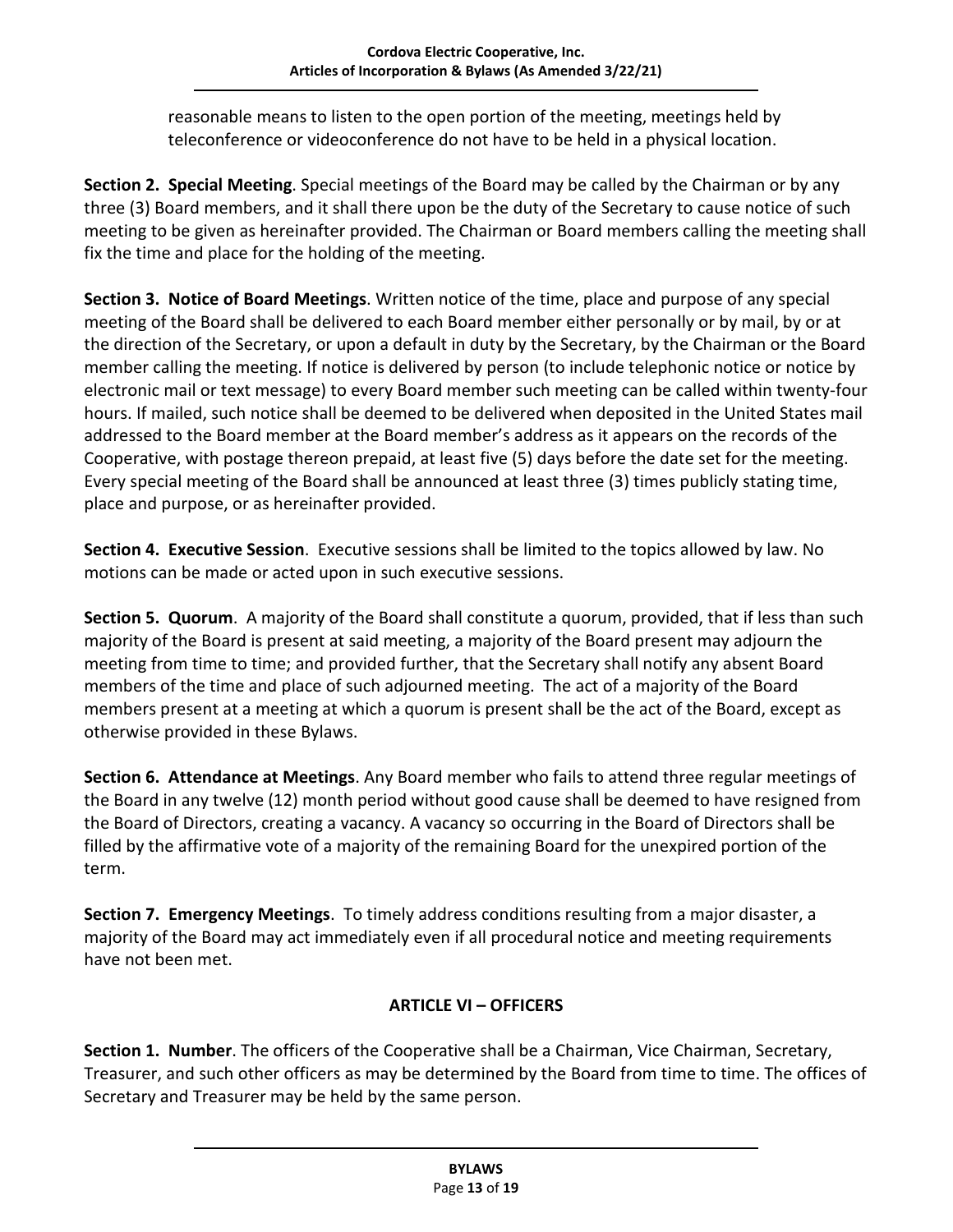reasonable means to listen to the open portion of the meeting, meetings held by teleconference or videoconference do not have to be held in a physical location.

**Section 2. Special Meeting**. Special meetings of the Board may be called by the Chairman or by any three (3) Board members, and it shall there upon be the duty of the Secretary to cause notice of such meeting to be given as hereinafter provided. The Chairman or Board members calling the meeting shall fix the time and place for the holding of the meeting.

**Section 3. Notice of Board Meetings**. Written notice of the time, place and purpose of any special meeting of the Board shall be delivered to each Board member either personally or by mail, by or at the direction of the Secretary, or upon a default in duty by the Secretary, by the Chairman or the Board member calling the meeting. If notice is delivered by person (to include telephonic notice or notice by electronic mail or text message) to every Board member such meeting can be called within twenty-four hours. If mailed, such notice shall be deemed to be delivered when deposited in the United States mail addressed to the Board member at the Board member's address as it appears on the records of the Cooperative, with postage thereon prepaid, at least five (5) days before the date set for the meeting. Every special meeting of the Board shall be announced at least three (3) times publicly stating time, place and purpose, or as hereinafter provided.

**Section 4. Executive Session**. Executive sessions shall be limited to the topics allowed by law. No motions can be made or acted upon in such executive sessions.

**Section 5. Quorum**. A majority of the Board shall constitute a quorum, provided, that if less than such majority of the Board is present at said meeting, a majority of the Board present may adjourn the meeting from time to time; and provided further, that the Secretary shall notify any absent Board members of the time and place of such adjourned meeting. The act of a majority of the Board members present at a meeting at which a quorum is present shall be the act of the Board, except as otherwise provided in these Bylaws.

**Section 6. Attendance at Meetings**. Any Board member who fails to attend three regular meetings of the Board in any twelve (12) month period without good cause shall be deemed to have resigned from the Board of Directors, creating a vacancy. A vacancy so occurring in the Board of Directors shall be filled by the affirmative vote of a majority of the remaining Board for the unexpired portion of the term.

**Section 7. Emergency Meetings**. To timely address conditions resulting from a major disaster, a majority of the Board may act immediately even if all procedural notice and meeting requirements have not been met.

## ARTICLE VI – OFFICERS

**Section 1. Number**. The officers of the Cooperative shall be a Chairman, Vice Chairman, Secretary, Treasurer, and such other officers as may be determined by the Board from time to time. The offices of Secretary and Treasurer may be held by the same person.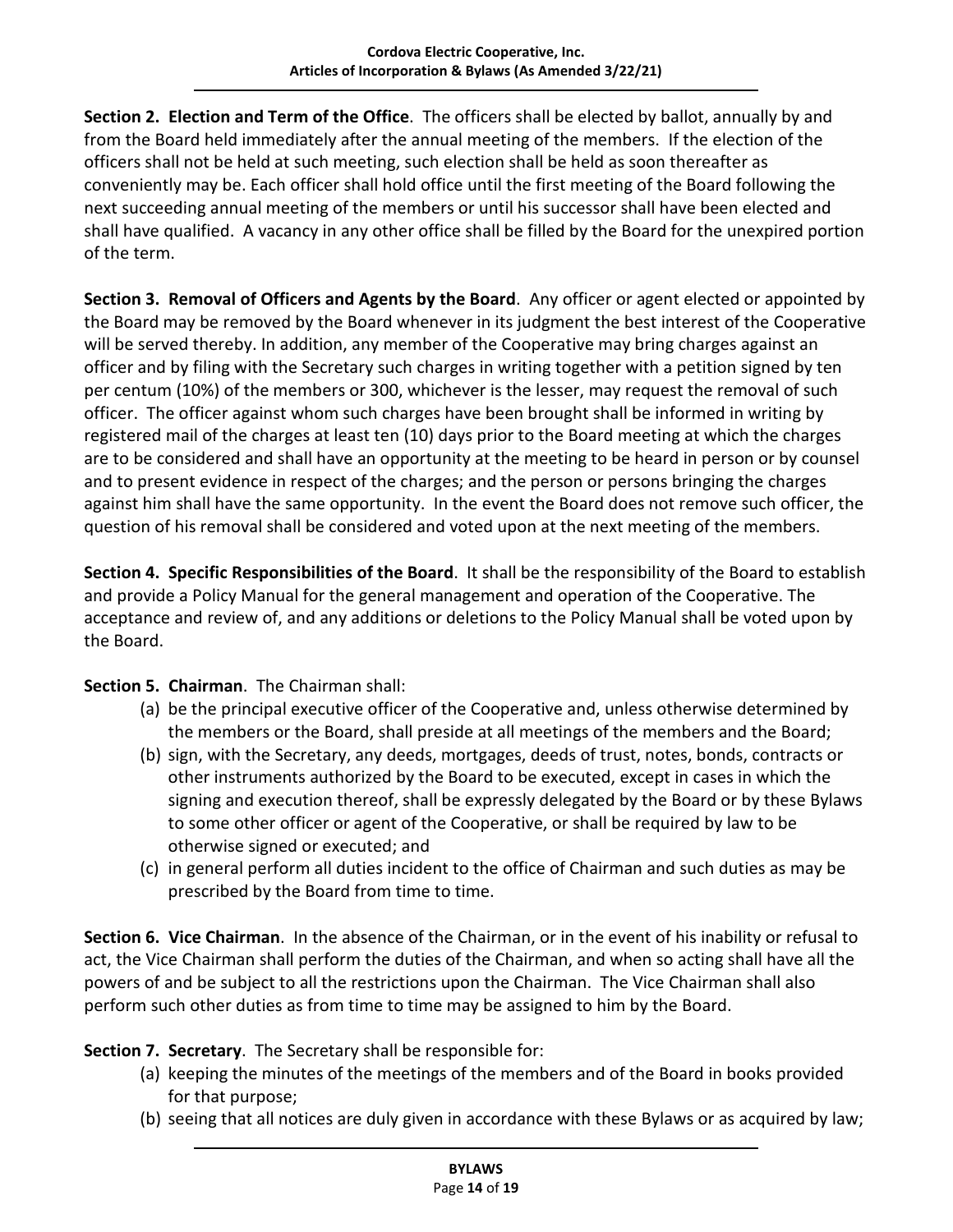**Section 2. Election and Term of the Office**. The officers shall be elected by ballot, annually by and from the Board held immediately after the annual meeting of the members. If the election of the officers shall not be held at such meeting, such election shall be held as soon thereafter as conveniently may be. Each officer shall hold office until the first meeting of the Board following the next succeeding annual meeting of the members or until his successor shall have been elected and shall have qualified. A vacancy in any other office shall be filled by the Board for the unexpired portion of the term.

**Section 3. Removal of Officers and Agents by the Board**. Any officer or agent elected or appointed by the Board may be removed by the Board whenever in its judgment the best interest of the Cooperative will be served thereby. In addition, any member of the Cooperative may bring charges against an officer and by filing with the Secretary such charges in writing together with a petition signed by ten per centum (10%) of the members or 300, whichever is the lesser, may request the removal of such officer. The officer against whom such charges have been brought shall be informed in writing by registered mail of the charges at least ten (10) days prior to the Board meeting at which the charges are to be considered and shall have an opportunity at the meeting to be heard in person or by counsel and to present evidence in respect of the charges; and the person or persons bringing the charges against him shall have the same opportunity. In the event the Board does not remove such officer, the question of his removal shall be considered and voted upon at the next meeting of the members.

**Section 4. Specific Responsibilities of the Board**. It shall be the responsibility of the Board to establish and provide a Policy Manual for the general management and operation of the Cooperative. The acceptance and review of, and any additions or deletions to the Policy Manual shall be voted upon by the Board.

**Section 5. Chairman**. The Chairman shall:

(a) be the principal executive officer of the Cooperative and, unless otherwise determined by the members or the Board, shall preside at all meetings of the members and the Board;

(b) sign, with the Secretary, any deeds, mortgages, deeds of trust, notes, bonds, contracts or other instruments authorized by the Board to be executed, except in cases in which the signing and execution thereof, shall be expressly delegated by the Board or by these Bylaws to some other officer or agent of the Cooperative, or shall be required by law to be otherwise signed or executed; and

(c) in general perform all duties incident to the office of Chairman and such duties as may be prescribed by the Board from time to time.

**Section 6. Vice Chairman**. In the absence of the Chairman, or in the event of his inability or refusal to act, the Vice Chairman shall perform the duties of the Chairman, and when so acting shall have all the powers of and be subject to all the restrictions upon the Chairman. The Vice Chairman shall also perform such other duties as from time to time may be assigned to him by the Board.

**Section 7. Secretary**. The Secretary shall be responsible for:

(a) keeping the minutes of the meetings of the members and of the Board in books provided for that purpose;

(b) seeing that all notices are duly given in accordance with these Bylaws or as acquired by law;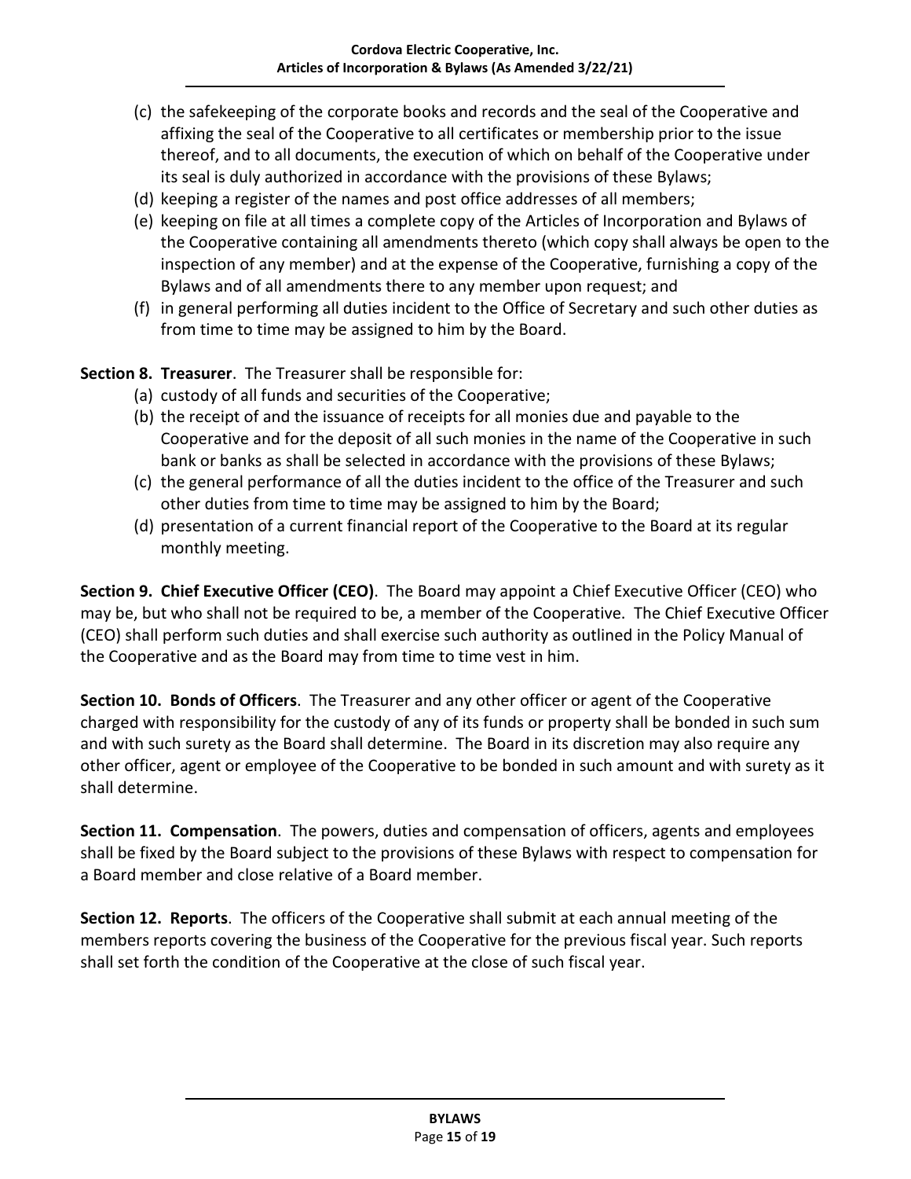(c) the safekeeping of the corporate books and records and the seal of the Cooperative and affixing the seal of the Cooperative to all certificates or membership prior to the issue thereof, and to all documents, the execution of which on behalf of the Cooperative under its seal is duly authorized in accordance with the provisions of these Bylaws;

(d) keeping a register of the names and post office addresses of all members;

(e) keeping on file at all times a complete copy of the Articles of Incorporation and Bylaws of the Cooperative containing all amendments thereto (which copy shall always be open to the inspection of any member) and at the expense of the Cooperative, furnishing a copy of the Bylaws and of all amendments there to any member upon request; and

(f) in general performing all duties incident to the Office of Secretary and such other duties as from time to time may be assigned to him by the Board.

**Section 8. Treasurer**. The Treasurer shall be responsible for:

(a) custody of all funds and securities of the Cooperative;

(b) the receipt of and the issuance of receipts for all monies due and payable to the Cooperative and for the deposit of all such monies in the name of the Cooperative in such bank or banks as shall be selected in accordance with the provisions of these Bylaws;

(c) the general performance of all the duties incident to the office of the Treasurer and such other duties from time to time may be assigned to him by the Board;

(d) presentation of a current financial report of the Cooperative to the Board at its regular monthly meeting.

**Section 9. Chief Executive Officer (CEO)**. The Board may appoint a Chief Executive Officer (CEO) who may be, but who shall not be required to be, a member of the Cooperative. The Chief Executive Officer (CEO) shall perform such duties and shall exercise such authority as outlined in the Policy Manual of the Cooperative and as the Board may from time to time vest in him.

**Section 10. Bonds of Officers**. The Treasurer and any other officer or agent of the Cooperative charged with responsibility for the custody of any of its funds or property shall be bonded in such sum and with such surety as the Board shall determine. The Board in its discretion may also require any other officer, agent or employee of the Cooperative to be bonded in such amount and with surety as it shall determine.

**Section 11. Compensation**. The powers, duties and compensation of officers, agents and employees shall be fixed by the Board subject to the provisions of these Bylaws with respect to compensation for a Board member and close relative of a Board member.

**Section 12. Reports**. The officers of the Cooperative shall submit at each annual meeting of the members reports covering the business of the Cooperative for the previous fiscal year. Such reports shall set forth the condition of the Cooperative at the close of such fiscal year.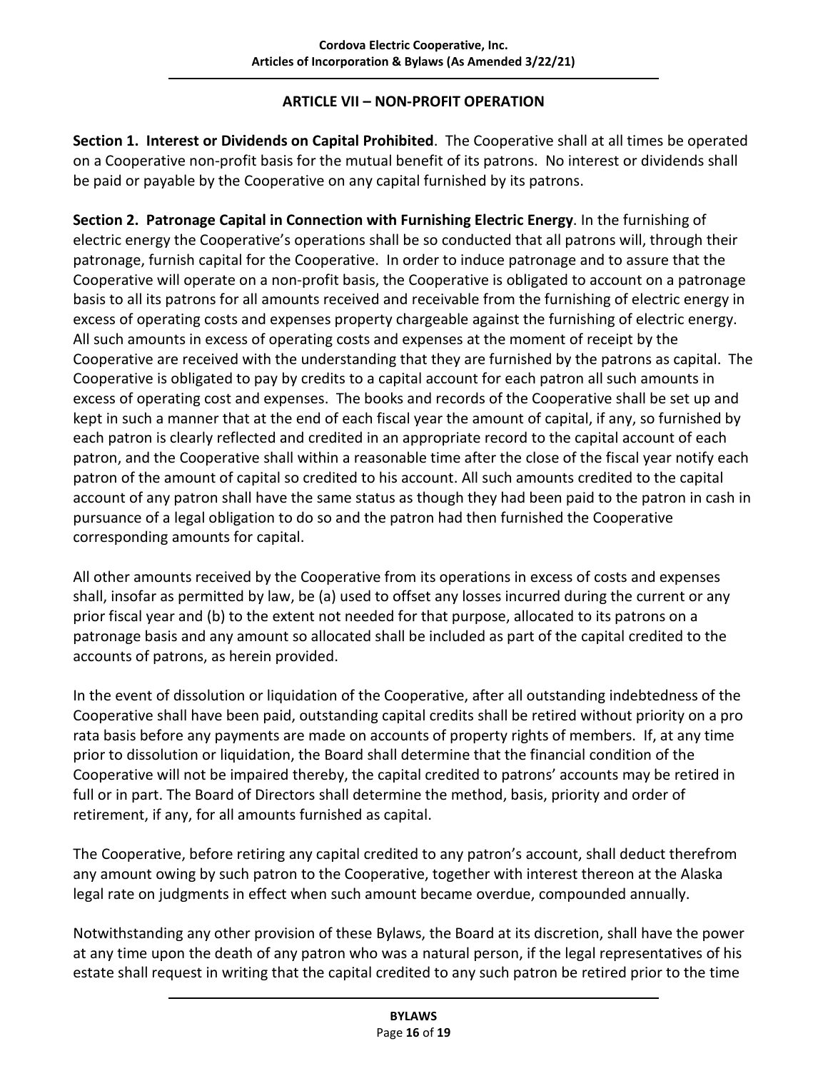## ARTICLE VII – NON-PROFIT OPERATION

**Section 1. Interest or Dividends on Capital Prohibited**. The Cooperative shall at all times be operated on a Cooperative non-profit basis for the mutual benefit of its patrons. No interest or dividends shall be paid or payable by the Cooperative on any capital furnished by its patrons.

**Section 2. Patronage Capital in Connection with Furnishing Electric Energy**. In the furnishing of electric energy the Cooperative's operations shall be so conducted that all patrons will, through their patronage, furnish capital for the Cooperative. In order to induce patronage and to assure that the Cooperative will operate on a non-profit basis, the Cooperative is obligated to account on a patronage basis to all its patrons for all amounts received and receivable from the furnishing of electric energy in excess of operating costs and expenses property chargeable against the furnishing of electric energy. All such amounts in excess of operating costs and expenses at the moment of receipt by the Cooperative are received with the understanding that they are furnished by the patrons as capital. The Cooperative is obligated to pay by credits to a capital account for each patron all such amounts in excess of operating cost and expenses. The books and records of the Cooperative shall be set up and kept in such a manner that at the end of each fiscal year the amount of capital, if any, so furnished by each patron is clearly reflected and credited in an appropriate record to the capital account of each patron, and the Cooperative shall within a reasonable time after the close of the fiscal year notify each patron of the amount of capital so credited to his account. All such amounts credited to the capital account of any patron shall have the same status as though they had been paid to the patron in cash in pursuance of a legal obligation to do so and the patron had then furnished the Cooperative corresponding amounts for capital.

All other amounts received by the Cooperative from its operations in excess of costs and expenses shall, insofar as permitted by law, be (a) used to offset any losses incurred during the current or any prior fiscal year and (b) to the extent not needed for that purpose, allocated to its patrons on a patronage basis and any amount so allocated shall be included as part of the capital credited to the accounts of patrons, as herein provided.

In the event of dissolution or liquidation of the Cooperative, after all outstanding indebtedness of the Cooperative shall have been paid, outstanding capital credits shall be retired without priority on a pro rata basis before any payments are made on accounts of property rights of members. If, at any time prior to dissolution or liquidation, the Board shall determine that the financial condition of the Cooperative will not be impaired thereby, the capital credited to patrons' accounts may be retired in full or in part. The Board of Directors shall determine the method, basis, priority and order of retirement, if any, for all amounts furnished as capital.

The Cooperative, before retiring any capital credited to any patron's account, shall deduct therefrom any amount owing by such patron to the Cooperative, together with interest thereon at the Alaska legal rate on judgments in effect when such amount became overdue, compounded annually.

Notwithstanding any other provision of these Bylaws, the Board at its discretion, shall have the power at any time upon the death of any patron who was a natural person, if the legal representatives of his estate shall request in writing that the capital credited to any such patron be retired prior to the time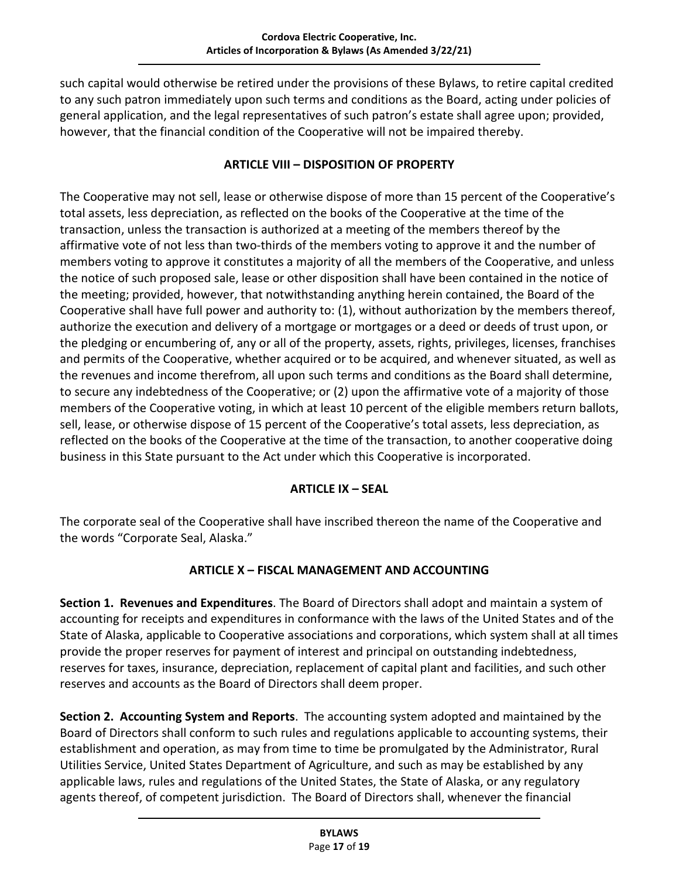such capital would otherwise be retired under the provisions of these Bylaws, to retire capital credited to any such patron immediately upon such terms and conditions as the Board, acting under policies of general application, and the legal representatives of such patron's estate shall agree upon; provided, however, that the financial condition of the Cooperative will not be impaired thereby.

## ARTICLE VIII – DISPOSITION OF PROPERTY

The Cooperative may not sell, lease or otherwise dispose of more than 15 percent of the Cooperative's total assets, less depreciation, as reflected on the books of the Cooperative at the time of the transaction, unless the transaction is authorized at a meeting of the members thereof by the affirmative vote of not less than two-thirds of the members voting to approve it and the number of members voting to approve it constitutes a majority of all the members of the Cooperative, and unless the notice of such proposed sale, lease or other disposition shall have been contained in the notice of the meeting; provided, however, that notwithstanding anything herein contained, the Board of the Cooperative shall have full power and authority to: (1), without authorization by the members thereof, authorize the execution and delivery of a mortgage or mortgages or a deed or deeds of trust upon, or the pledging or encumbering of, any or all of the property, assets, rights, privileges, licenses, franchises and permits of the Cooperative, whether acquired or to be acquired, and whenever situated, as well as the revenues and income therefrom, all upon such terms and conditions as the Board shall determine, to secure any indebtedness of the Cooperative; or (2) upon the affirmative vote of a majority of those members of the Cooperative voting, in which at least 10 percent of the eligible members return ballots, sell, lease, or otherwise dispose of 15 percent of the Cooperative's total assets, less depreciation, as reflected on the books of the Cooperative at the time of the transaction, to another cooperative doing business in this State pursuant to the Act under which this Cooperative is incorporated.

## ARTICLE IX – SEAL

The corporate seal of the Cooperative shall have inscribed thereon the name of the Cooperative and the words "Corporate Seal, Alaska."

## ARTICLE X – FISCAL MANAGEMENT AND ACCOUNTING

**Section 1. Revenues and Expenditures**. The Board of Directors shall adopt and maintain a system of accounting for receipts and expenditures in conformance with the laws of the United States and of the State of Alaska, applicable to Cooperative associations and corporations, which system shall at all times provide the proper reserves for payment of interest and principal on outstanding indebtedness, reserves for taxes, insurance, depreciation, replacement of capital plant and facilities, and such other reserves and accounts as the Board of Directors shall deem proper.

**Section 2. Accounting System and Reports**. The accounting system adopted and maintained by the Board of Directors shall conform to such rules and regulations applicable to accounting systems, their establishment and operation, as may from time to time be promulgated by the Administrator, Rural Utilities Service, United States Department of Agriculture, and such as may be established by any applicable laws, rules and regulations of the United States, the State of Alaska, or any regulatory agents thereof, of competent jurisdiction. The Board of Directors shall, whenever the financial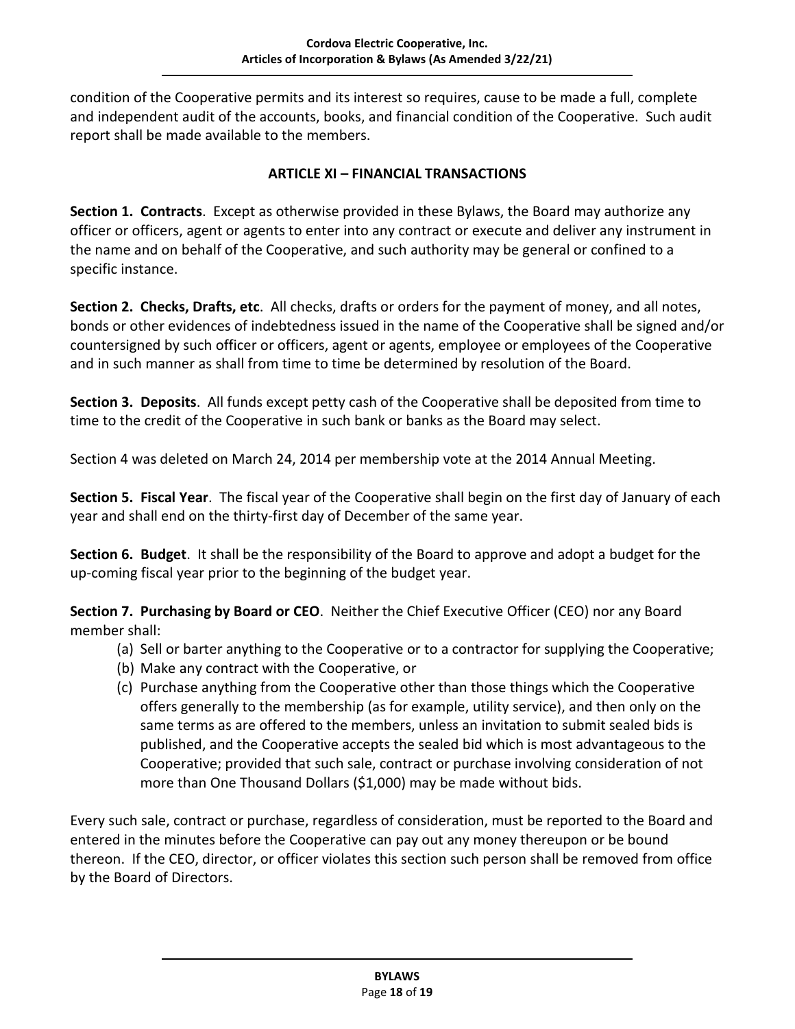condition of the Cooperative permits and its interest so requires, cause to be made a full, complete and independent audit of the accounts, books, and financial condition of the Cooperative. Such audit report shall be made available to the members.

## ARTICLE XI – FINANCIAL TRANSACTIONS

**Section 1. Contracts**. Except as otherwise provided in these Bylaws, the Board may authorize any officer or officers, agent or agents to enter into any contract or execute and deliver any instrument in the name and on behalf of the Cooperative, and such authority may be general or confined to a specific instance.

**Section 2. Checks, Drafts, etc**. All checks, drafts or orders for the payment of money, and all notes, bonds or other evidences of indebtedness issued in the name of the Cooperative shall be signed and/or countersigned by such officer or officers, agent or agents, employee or employees of the Cooperative and in such manner as shall from time to time be determined by resolution of the Board.

**Section 3. Deposits**. All funds except petty cash of the Cooperative shall be deposited from time to time to the credit of the Cooperative in such bank or banks as the Board may select.

Section 4 was deleted on March 24, 2014 per membership vote at the 2014 Annual Meeting.

**Section 5. Fiscal Year**. The fiscal year of the Cooperative shall begin on the first day of January of each year and shall end on the thirty-first day of December of the same year.

**Section 6. Budget**. It shall be the responsibility of the Board to approve and adopt a budget for the up-coming fiscal year prior to the beginning of the budget year.

**Section 7. Purchasing by Board or CEO**. Neither the Chief Executive Officer (CEO) nor any Board member shall:

(a) Sell or barter anything to the Cooperative or to a contractor for supplying the Cooperative;
(b) Make any contract with the Cooperative, or
(c) Purchase anything from the Cooperative other than those things which the Cooperative offers generally to the membership (as for example, utility service), and then only on the same terms as are offered to the members, unless an invitation to submit sealed bids is published, and the Cooperative accepts the sealed bid which is most advantageous to the Cooperative; provided that such sale, contract or purchase involving consideration of not more than One Thousand Dollars ($1,000) may be made without bids.

Every such sale, contract or purchase, regardless of consideration, must be reported to the Board and entered in the minutes before the Cooperative can pay out any money thereupon or be bound thereon. If the CEO, director, or officer violates this section such person shall be removed from office by the Board of Directors.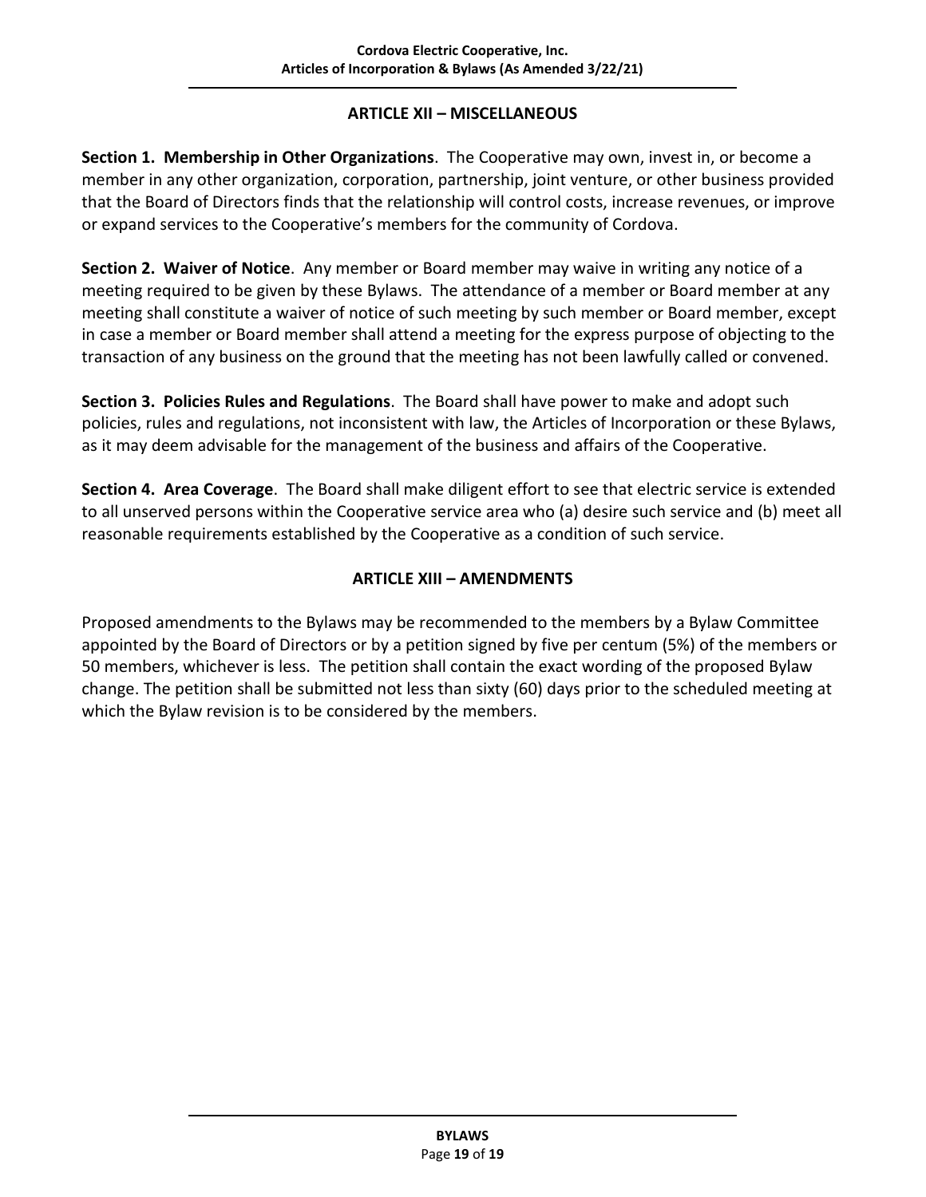## ARTICLE XII – MISCELLANEOUS

**Section 1. Membership in Other Organizations**. The Cooperative may own, invest in, or become a member in any other organization, corporation, partnership, joint venture, or other business provided that the Board of Directors finds that the relationship will control costs, increase revenues, or improve or expand services to the Cooperative's members for the community of Cordova.

**Section 2. Waiver of Notice**. Any member or Board member may waive in writing any notice of a meeting required to be given by these Bylaws. The attendance of a member or Board member at any meeting shall constitute a waiver of notice of such meeting by such member or Board member, except in case a member or Board member shall attend a meeting for the express purpose of objecting to the transaction of any business on the ground that the meeting has not been lawfully called or convened.

**Section 3. Policies Rules and Regulations**. The Board shall have power to make and adopt such policies, rules and regulations, not inconsistent with law, the Articles of Incorporation or these Bylaws, as it may deem advisable for the management of the business and affairs of the Cooperative.

**Section 4. Area Coverage**. The Board shall make diligent effort to see that electric service is extended to all unserved persons within the Cooperative service area who (a) desire such service and (b) meet all reasonable requirements established by the Cooperative as a condition of such service.

## ARTICLE XIII – AMENDMENTS

Proposed amendments to the Bylaws may be recommended to the members by a Bylaw Committee appointed by the Board of Directors or by a petition signed by five per centum (5%) of the members or 50 members, whichever is less. The petition shall contain the exact wording of the proposed Bylaw change. The petition shall be submitted not less than sixty (60) days prior to the scheduled meeting at which the Bylaw revision is to be considered by the members.